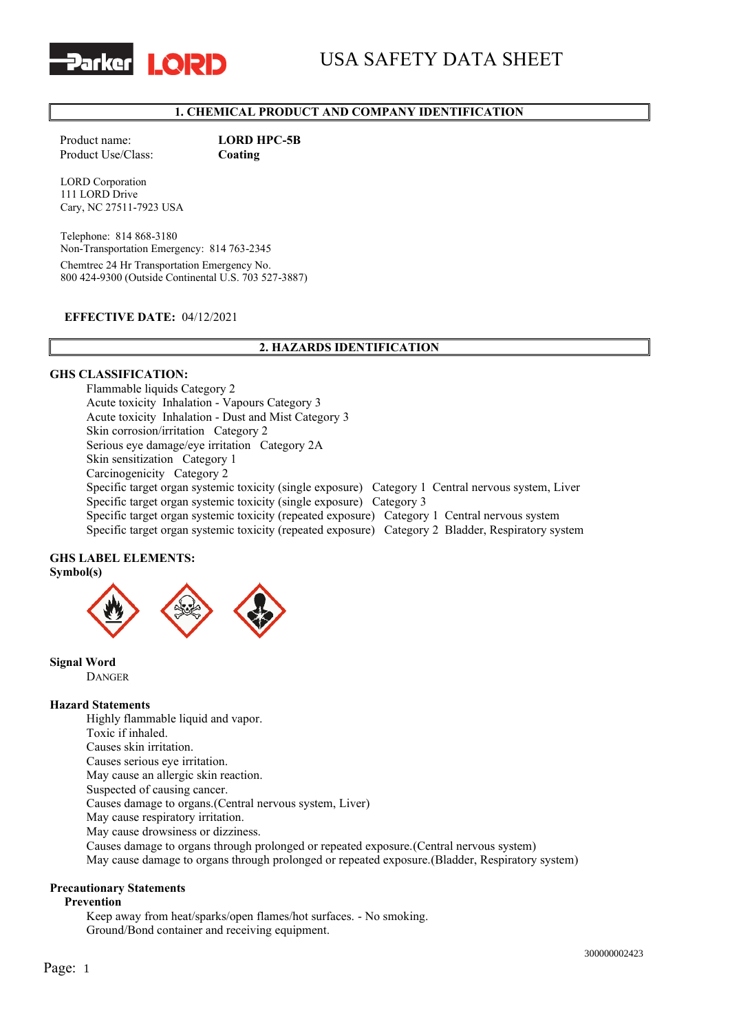# USA SAFETY DATA SHEET

## 1. CHEMICAL PRODUCT AND COMPANY IDENTIFICATION

Product name: **LORD HPC-5B**
Product Use/Class: **Coating**

LORD Corporation
111 LORD Drive
Cary, NC 27511-7923 USA

Telephone: 814 868-3180
Non-Transportation Emergency: 814 763-2345
Chemtrec 24 Hr Transportation Emergency No.
800 424-9300 (Outside Continental U.S. 703 527-3887)

**EFFECTIVE DATE:** 04/12/2021

## 2. HAZARDS IDENTIFICATION

**GHS CLASSIFICATION:**

Flammable liquids Category 2
Acute toxicity Inhalation - Vapours Category 3
Acute toxicity Inhalation - Dust and Mist Category 3
Skin corrosion/irritation Category 2
Serious eye damage/eye irritation Category 2A
Skin sensitization Category 1
Carcinogenicity Category 2
Specific target organ systemic toxicity (single exposure) Category 1 Central nervous system, Liver
Specific target organ systemic toxicity (single exposure) Category 3
Specific target organ systemic toxicity (repeated exposure) Category 1 Central nervous system
Specific target organ systemic toxicity (repeated exposure) Category 2 Bladder, Respiratory system

**GHS LABEL ELEMENTS:**

**Symbol(s)**

**Signal Word**

DANGER

**Hazard Statements**

Highly flammable liquid and vapor.
Toxic if inhaled.
Causes skin irritation.
Causes serious eye irritation.
May cause an allergic skin reaction.
Suspected of causing cancer.
Causes damage to organs.(Central nervous system, Liver)
May cause respiratory irritation.
May cause drowsiness or dizziness.
Causes damage to organs through prolonged or repeated exposure.(Central nervous system)
May cause damage to organs through prolonged or repeated exposure.(Bladder, Respiratory system)

**Precautionary Statements**

**Prevention**

Keep away from heat/sparks/open flames/hot surfaces. - No smoking.
Ground/Bond container and receiving equipment.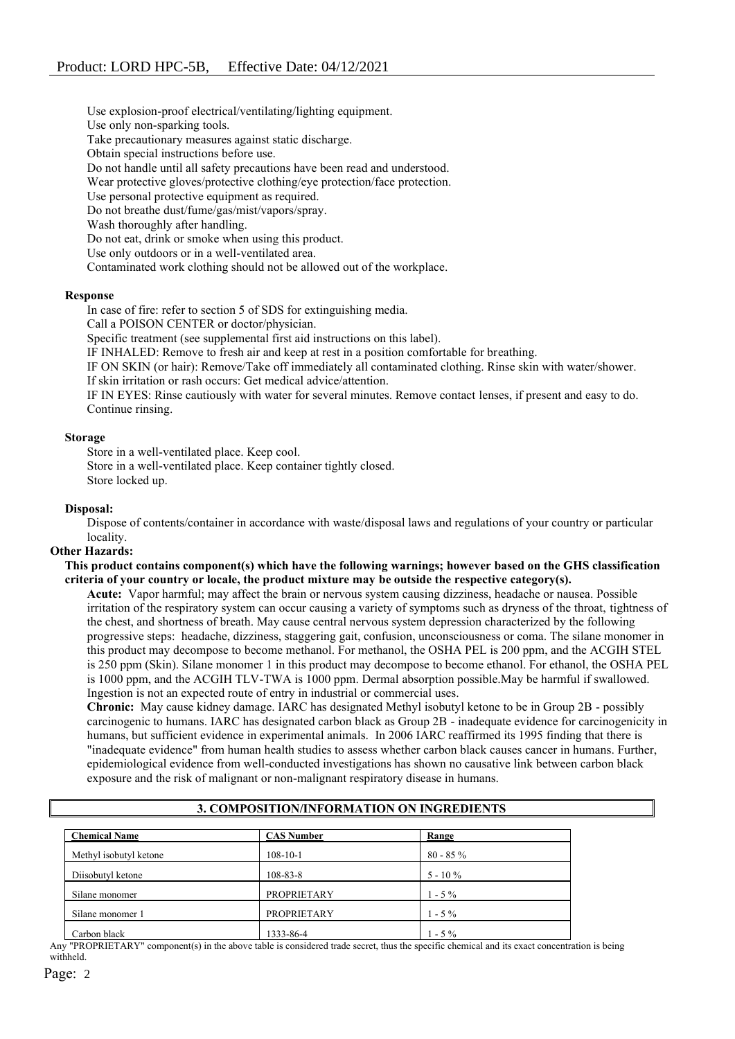Use explosion-proof electrical/ventilating/lighting equipment.
Use only non-sparking tools.
Take precautionary measures against static discharge.
Obtain special instructions before use.
Do not handle until all safety precautions have been read and understood.
Wear protective gloves/protective clothing/eye protection/face protection.
Use personal protective equipment as required.
Do not breathe dust/fume/gas/mist/vapors/spray.
Wash thoroughly after handling.
Do not eat, drink or smoke when using this product.
Use only outdoors or in a well-ventilated area.
Contaminated work clothing should not be allowed out of the workplace.

**Response**

In case of fire: refer to section 5 of SDS for extinguishing media.
Call a POISON CENTER or doctor/physician.
Specific treatment (see supplemental first aid instructions on this label).
IF INHALED: Remove to fresh air and keep at rest in a position comfortable for breathing.
IF ON SKIN (or hair): Remove/Take off immediately all contaminated clothing. Rinse skin with water/shower.
If skin irritation or rash occurs: Get medical advice/attention.
IF IN EYES: Rinse cautiously with water for several minutes. Remove contact lenses, if present and easy to do. Continue rinsing.

**Storage**

Store in a well-ventilated place. Keep cool.
Store in a well-ventilated place. Keep container tightly closed.
Store locked up.

**Disposal:**

Dispose of contents/container in accordance with waste/disposal laws and regulations of your country or particular locality.

**Other Hazards:**

**This product contains component(s) which have the following warnings; however based on the GHS classification criteria of your country or locale, the product mixture may be outside the respective category(s).**

**Acute:** Vapor harmful; may affect the brain or nervous system causing dizziness, headache or nausea. Possible irritation of the respiratory system can occur causing a variety of symptoms such as dryness of the throat, tightness of the chest, and shortness of breath. May cause central nervous system depression characterized by the following progressive steps: headache, dizziness, staggering gait, confusion, unconsciousness or coma. The silane monomer in this product may decompose to become methanol. For methanol, the OSHA PEL is 200 ppm, and the ACGIH STEL is 250 ppm (Skin). Silane monomer 1 in this product may decompose to become ethanol. For ethanol, the OSHA PEL is 1000 ppm, and the ACGIH TLV-TWA is 1000 ppm. Dermal absorption possible.May be harmful if swallowed. Ingestion is not an expected route of entry in industrial or commercial uses.

**Chronic:** May cause kidney damage. IARC has designated Methyl isobutyl ketone to be in Group 2B - possibly carcinogenic to humans. IARC has designated carbon black as Group 2B - inadequate evidence for carcinogenicity in humans, but sufficient evidence in experimental animals. In 2006 IARC reaffirmed its 1995 finding that there is "inadequate evidence" from human health studies to assess whether carbon black causes cancer in humans. Further, epidemiological evidence from well-conducted investigations has shown no causative link between carbon black exposure and the risk of malignant or non-malignant respiratory disease in humans.

## 3. COMPOSITION/INFORMATION ON INGREDIENTS

| Chemical Name | CAS Number | Range |
|---|---|---|
| Methyl isobutyl ketone | 108-10-1 | 80 - 85 % |
| Diisobutyl ketone | 108-83-8 | 5 - 10 % |
| Silane monomer | PROPRIETARY | 1 - 5 % |
| Silane monomer 1 | PROPRIETARY | 1 - 5 % |
| Carbon black | 1333-86-4 | 1 - 5 % |

Any "PROPRIETARY" component(s) in the above table is considered trade secret, thus the specific chemical and its exact concentration is being withheld.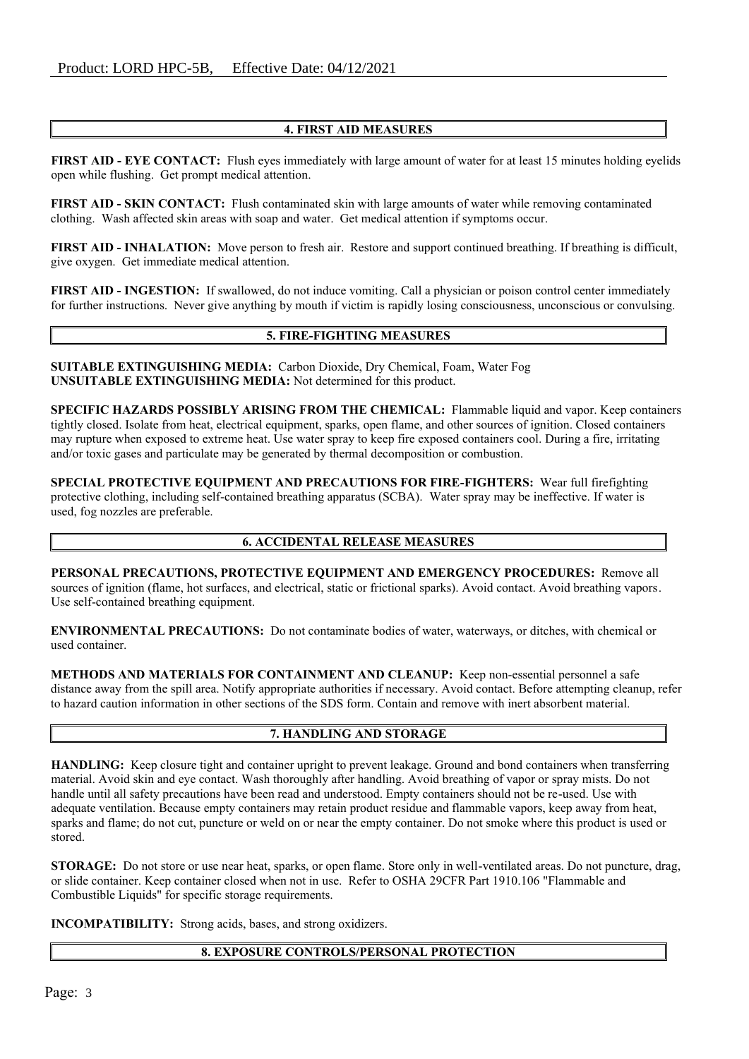## 4. FIRST AID MEASURES

**FIRST AID - EYE CONTACT:** Flush eyes immediately with large amount of water for at least 15 minutes holding eyelids open while flushing. Get prompt medical attention.

**FIRST AID - SKIN CONTACT:** Flush contaminated skin with large amounts of water while removing contaminated clothing. Wash affected skin areas with soap and water. Get medical attention if symptoms occur.

**FIRST AID - INHALATION:** Move person to fresh air. Restore and support continued breathing. If breathing is difficult, give oxygen. Get immediate medical attention.

**FIRST AID - INGESTION:** If swallowed, do not induce vomiting. Call a physician or poison control center immediately for further instructions. Never give anything by mouth if victim is rapidly losing consciousness, unconscious or convulsing.

## 5. FIRE-FIGHTING MEASURES

**SUITABLE EXTINGUISHING MEDIA:** Carbon Dioxide, Dry Chemical, Foam, Water Fog
**UNSUITABLE EXTINGUISHING MEDIA:** Not determined for this product.

**SPECIFIC HAZARDS POSSIBLY ARISING FROM THE CHEMICAL:** Flammable liquid and vapor. Keep containers tightly closed. Isolate from heat, electrical equipment, sparks, open flame, and other sources of ignition. Closed containers may rupture when exposed to extreme heat. Use water spray to keep fire exposed containers cool. During a fire, irritating and/or toxic gases and particulate may be generated by thermal decomposition or combustion.

**SPECIAL PROTECTIVE EQUIPMENT AND PRECAUTIONS FOR FIRE-FIGHTERS:** Wear full firefighting protective clothing, including self-contained breathing apparatus (SCBA). Water spray may be ineffective. If water is used, fog nozzles are preferable.

## 6. ACCIDENTAL RELEASE MEASURES

**PERSONAL PRECAUTIONS, PROTECTIVE EQUIPMENT AND EMERGENCY PROCEDURES:** Remove all sources of ignition (flame, hot surfaces, and electrical, static or frictional sparks). Avoid contact. Avoid breathing vapors. Use self-contained breathing equipment.

**ENVIRONMENTAL PRECAUTIONS:** Do not contaminate bodies of water, waterways, or ditches, with chemical or used container.

**METHODS AND MATERIALS FOR CONTAINMENT AND CLEANUP:** Keep non-essential personnel a safe distance away from the spill area. Notify appropriate authorities if necessary. Avoid contact. Before attempting cleanup, refer to hazard caution information in other sections of the SDS form. Contain and remove with inert absorbent material.

## 7. HANDLING AND STORAGE

**HANDLING:** Keep closure tight and container upright to prevent leakage. Ground and bond containers when transferring material. Avoid skin and eye contact. Wash thoroughly after handling. Avoid breathing of vapor or spray mists. Do not handle until all safety precautions have been read and understood. Empty containers should not be re-used. Use with adequate ventilation. Because empty containers may retain product residue and flammable vapors, keep away from heat, sparks and flame; do not cut, puncture or weld on or near the empty container. Do not smoke where this product is used or stored.

**STORAGE:** Do not store or use near heat, sparks, or open flame. Store only in well-ventilated areas. Do not puncture, drag, or slide container. Keep container closed when not in use. Refer to OSHA 29CFR Part 1910.106 "Flammable and Combustible Liquids" for specific storage requirements.

**INCOMPATIBILITY:** Strong acids, bases, and strong oxidizers.

## 8. EXPOSURE CONTROLS/PERSONAL PROTECTION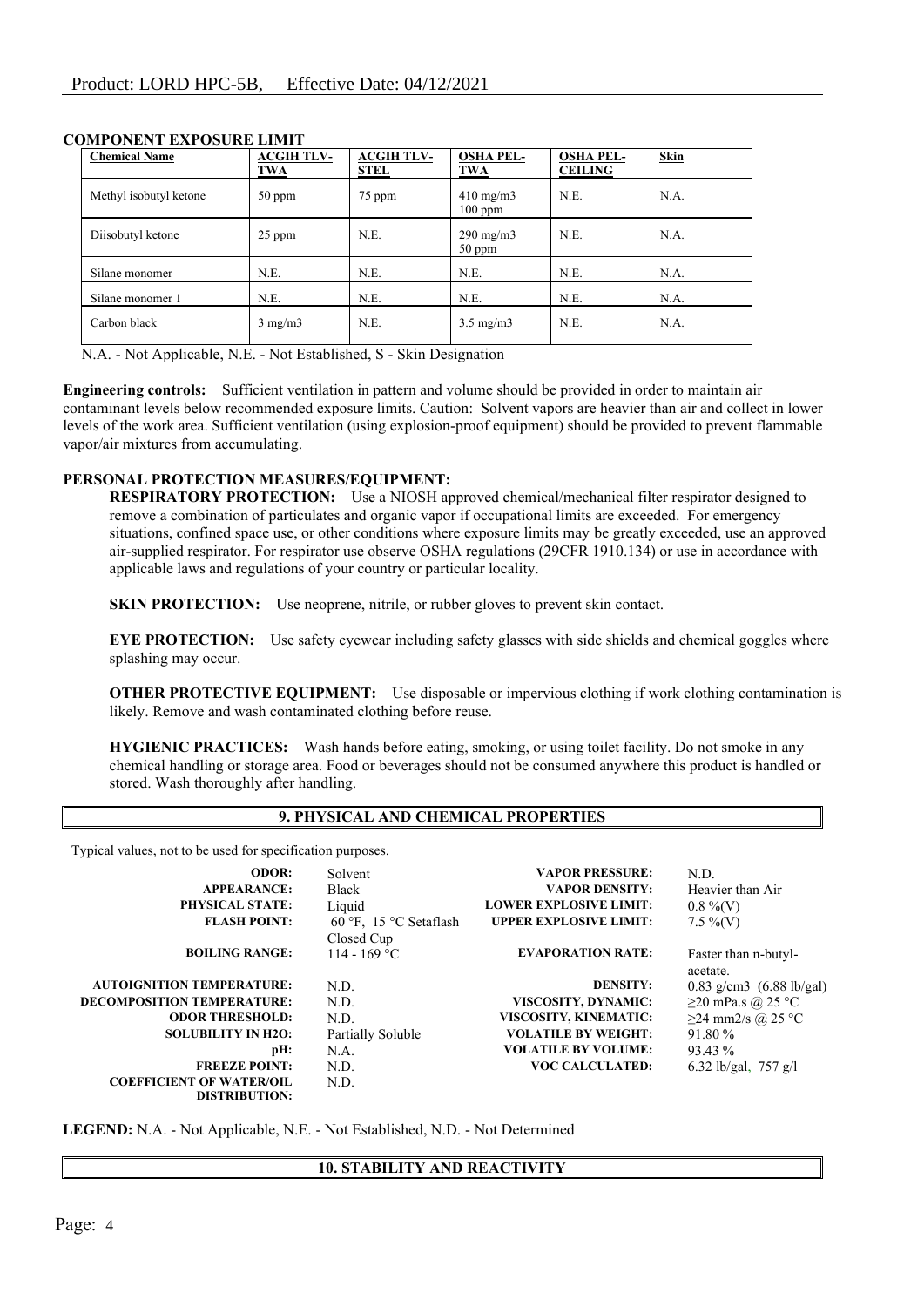**COMPONENT EXPOSURE LIMIT**

| Chemical Name | ACGIH TLV-TWA | ACGIH TLV-STEL | OSHA PEL-TWA | OSHA PEL-CEILING | Skin |
|---|---|---|---|---|---|
| Methyl isobutyl ketone | 50 ppm | 75 ppm | 410 mg/m3 100 ppm | N.E. | N.A. |
| Diisobutyl ketone | 25 ppm | N.E. | 290 mg/m3 50 ppm | N.E. | N.A. |
| Silane monomer | N.E. | N.E. | N.E. | N.E. | N.A. |
| Silane monomer 1 | N.E. | N.E. | N.E. | N.E. | N.A. |
| Carbon black | 3 mg/m3 | N.E. | 3.5 mg/m3 | N.E. | N.A. |

N.A. - Not Applicable, N.E. - Not Established, S - Skin Designation

**Engineering controls:** Sufficient ventilation in pattern and volume should be provided in order to maintain air contaminant levels below recommended exposure limits. Caution: Solvent vapors are heavier than air and collect in lower levels of the work area. Sufficient ventilation (using explosion-proof equipment) should be provided to prevent flammable vapor/air mixtures from accumulating.

**PERSONAL PROTECTION MEASURES/EQUIPMENT:**

**RESPIRATORY PROTECTION:** Use a NIOSH approved chemical/mechanical filter respirator designed to remove a combination of particulates and organic vapor if occupational limits are exceeded. For emergency situations, confined space use, or other conditions where exposure limits may be greatly exceeded, use an approved air-supplied respirator. For respirator use observe OSHA regulations (29CFR 1910.134) or use in accordance with applicable laws and regulations of your country or particular locality.

**SKIN PROTECTION:** Use neoprene, nitrile, or rubber gloves to prevent skin contact.

**EYE PROTECTION:** Use safety eyewear including safety glasses with side shields and chemical goggles where splashing may occur.

**OTHER PROTECTIVE EQUIPMENT:** Use disposable or impervious clothing if work clothing contamination is likely. Remove and wash contaminated clothing before reuse.

**HYGIENIC PRACTICES:** Wash hands before eating, smoking, or using toilet facility. Do not smoke in any chemical handling or storage area. Food or beverages should not be consumed anywhere this product is handled or stored. Wash thoroughly after handling.

## 9. PHYSICAL AND CHEMICAL PROPERTIES

Typical values, not to be used for specification purposes.

| | | | |
|---|---|---|---|
| **ODOR:** | Solvent | **VAPOR PRESSURE:** | N.D. |
| **APPEARANCE:** | Black | **VAPOR DENSITY:** | Heavier than Air |
| **PHYSICAL STATE:** | Liquid | **LOWER EXPLOSIVE LIMIT:** | 0.8 %(V) |
| **FLASH POINT:** | 60 °F, 15 °C Setaflash Closed Cup | **UPPER EXPLOSIVE LIMIT:** | 7.5 %(V) |
| **BOILING RANGE:** | 114 - 169 °C | **EVAPORATION RATE:** | Faster than n-butyl-acetate. |
| **AUTOIGNITION TEMPERATURE:** | N.D. | **DENSITY:** | 0.83 g/cm3 (6.88 lb/gal) |
| **DECOMPOSITION TEMPERATURE:** | N.D. | **VISCOSITY, DYNAMIC:** | ≥20 mPa.s @ 25 °C |
| **ODOR THRESHOLD:** | N.D. | **VISCOSITY, KINEMATIC:** | ≥24 mm2/s @ 25 °C |
| **SOLUBILITY IN H2O:** | Partially Soluble | **VOLATILE BY WEIGHT:** | 91.80 % |
| **pH:** | N.A. | **VOLATILE BY VOLUME:** | 93.43 % |
| **FREEZE POINT:** | N.D. | **VOC CALCULATED:** | 6.32 lb/gal, 757 g/l |
| **COEFFICIENT OF WATER/OIL DISTRIBUTION:** | N.D. | | |

**LEGEND:** N.A. - Not Applicable, N.E. - Not Established, N.D. - Not Determined

## 10. STABILITY AND REACTIVITY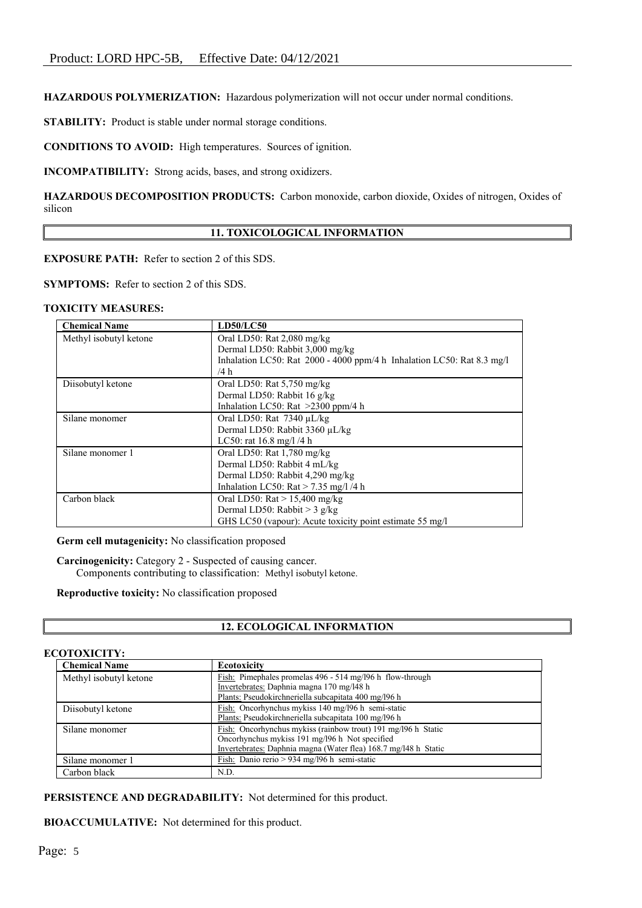**HAZARDOUS POLYMERIZATION:** Hazardous polymerization will not occur under normal conditions.

**STABILITY:** Product is stable under normal storage conditions.

**CONDITIONS TO AVOID:** High temperatures. Sources of ignition.

**INCOMPATIBILITY:** Strong acids, bases, and strong oxidizers.

**HAZARDOUS DECOMPOSITION PRODUCTS:** Carbon monoxide, carbon dioxide, Oxides of nitrogen, Oxides of silicon

## 11. TOXICOLOGICAL INFORMATION

**EXPOSURE PATH:** Refer to section 2 of this SDS.

**SYMPTOMS:** Refer to section 2 of this SDS.

**TOXICITY MEASURES:**

| Chemical Name | LD50/LC50 |
|---|---|
| Methyl isobutyl ketone | Oral LD50: Rat 2,080 mg/kg<br>Dermal LD50: Rabbit 3,000 mg/kg<br>Inhalation LC50: Rat 2000 - 4000 ppm/4 h Inhalation LC50: Rat 8.3 mg/l /4 h |
| Diisobutyl ketone | Oral LD50: Rat 5,750 mg/kg<br>Dermal LD50: Rabbit 16 g/kg<br>Inhalation LC50: Rat >2300 ppm/4 h |
| Silane monomer | Oral LD50: Rat 7340 µL/kg<br>Dermal LD50: Rabbit 3360 µL/kg<br>LC50: rat 16.8 mg/l /4 h |
| Silane monomer 1 | Oral LD50: Rat 1,780 mg/kg<br>Dermal LD50: Rabbit 4 mL/kg<br>Dermal LD50: Rabbit 4,290 mg/kg<br>Inhalation LC50: Rat > 7.35 mg/l /4 h |
| Carbon black | Oral LD50: Rat > 15,400 mg/kg<br>Dermal LD50: Rabbit > 3 g/kg<br>GHS LC50 (vapour): Acute toxicity point estimate 55 mg/l |

**Germ cell mutagenicity:** No classification proposed

**Carcinogenicity:** Category 2 - Suspected of causing cancer.
Components contributing to classification: Methyl isobutyl ketone.

**Reproductive toxicity:** No classification proposed

## 12. ECOLOGICAL INFORMATION

**ECOTOXICITY:**

| Chemical Name | Ecotoxicity |
|---|---|
| Methyl isobutyl ketone | Fish: Pimephales promelas 496 - 514 mg/l96 h flow-through<br>Invertebrates: Daphnia magna 170 mg/l48 h<br>Plants: Pseudokirchneriella subcapitata 400 mg/l96 h |
| Diisobutyl ketone | Fish: Oncorhynchus mykiss 140 mg/l96 h semi-static<br>Plants: Pseudokirchneriella subcapitata 100 mg/l96 h |
| Silane monomer | Fish: Oncorhynchus mykiss (rainbow trout) 191 mg/l96 h Static<br>Oncorhynchus mykiss 191 mg/l96 h Not specified<br>Invertebrates: Daphnia magna (Water flea) 168.7 mg/l48 h Static |
| Silane monomer 1 | Fish: Danio rerio > 934 mg/l96 h semi-static |
| Carbon black | N.D. |

**PERSISTENCE AND DEGRADABILITY:** Not determined for this product.

**BIOACCUMULATIVE:** Not determined for this product.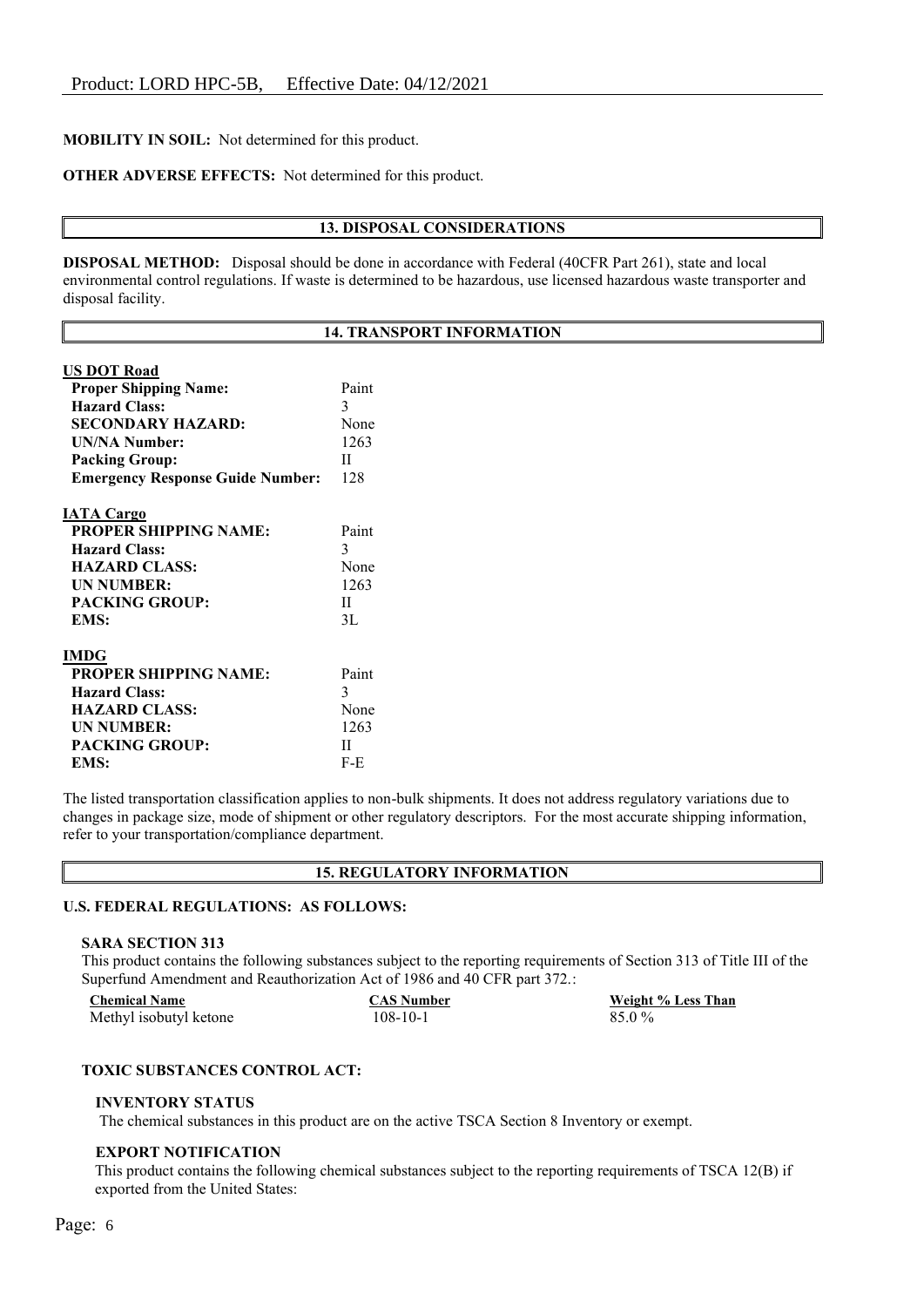**MOBILITY IN SOIL:** Not determined for this product.

**OTHER ADVERSE EFFECTS:** Not determined for this product.

## 13. DISPOSAL CONSIDERATIONS

**DISPOSAL METHOD:** Disposal should be done in accordance with Federal (40CFR Part 261), state and local environmental control regulations. If waste is determined to be hazardous, use licensed hazardous waste transporter and disposal facility.

## 14. TRANSPORT INFORMATION

**US DOT Road**

| | |
|---|---|
| **Proper Shipping Name:** | Paint |
| **Hazard Class:** | 3 |
| **SECONDARY HAZARD:** | None |
| **UN/NA Number:** | 1263 |
| **Packing Group:** | II |
| **Emergency Response Guide Number:** | 128 |

**IATA Cargo**

| | |
|---|---|
| **PROPER SHIPPING NAME:** | Paint |
| **Hazard Class:** | 3 |
| **HAZARD CLASS:** | None |
| **UN NUMBER:** | 1263 |
| **PACKING GROUP:** | II |
| **EMS:** | 3L |

**IMDG**

| | |
|---|---|
| **PROPER SHIPPING NAME:** | Paint |
| **Hazard Class:** | 3 |
| **HAZARD CLASS:** | None |
| **UN NUMBER:** | 1263 |
| **PACKING GROUP:** | II |
| **EMS:** | F-E |

The listed transportation classification applies to non-bulk shipments. It does not address regulatory variations due to changes in package size, mode of shipment or other regulatory descriptors. For the most accurate shipping information, refer to your transportation/compliance department.

## 15. REGULATORY INFORMATION

**U.S. FEDERAL REGULATIONS: AS FOLLOWS:**

**SARA SECTION 313**

This product contains the following substances subject to the reporting requirements of Section 313 of Title III of the Superfund Amendment and Reauthorization Act of 1986 and 40 CFR part 372.:

| Chemical Name | CAS Number | Weight % Less Than |
|---|---|---|
| Methyl isobutyl ketone | 108-10-1 | 85.0 % |

**TOXIC SUBSTANCES CONTROL ACT:**

**INVENTORY STATUS**

The chemical substances in this product are on the active TSCA Section 8 Inventory or exempt.

**EXPORT NOTIFICATION**

This product contains the following chemical substances subject to the reporting requirements of TSCA 12(B) if exported from the United States: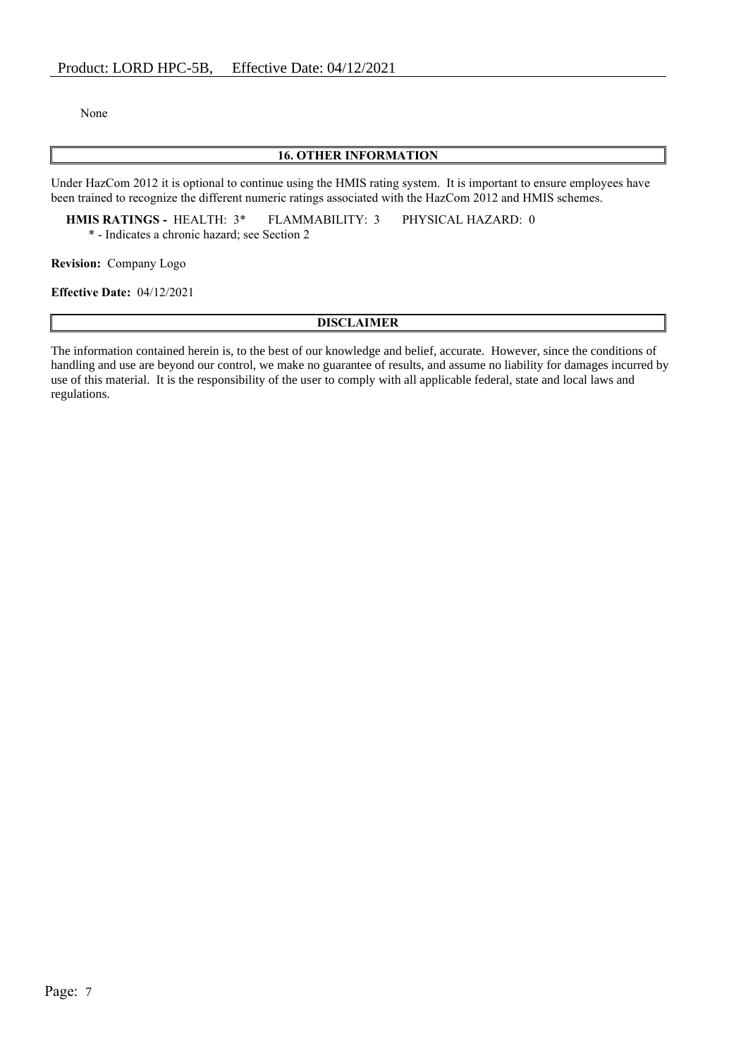None

## 16. OTHER INFORMATION

Under HazCom 2012 it is optional to continue using the HMIS rating system. It is important to ensure employees have been trained to recognize the different numeric ratings associated with the HazCom 2012 and HMIS schemes.

**HMIS RATINGS -** HEALTH: 3* FLAMMABILITY: 3 PHYSICAL HAZARD: 0
* - Indicates a chronic hazard; see Section 2

**Revision:** Company Logo

**Effective Date:** 04/12/2021

## DISCLAIMER

The information contained herein is, to the best of our knowledge and belief, accurate. However, since the conditions of handling and use are beyond our control, we make no guarantee of results, and assume no liability for damages incurred by use of this material. It is the responsibility of the user to comply with all applicable federal, state and local laws and regulations.